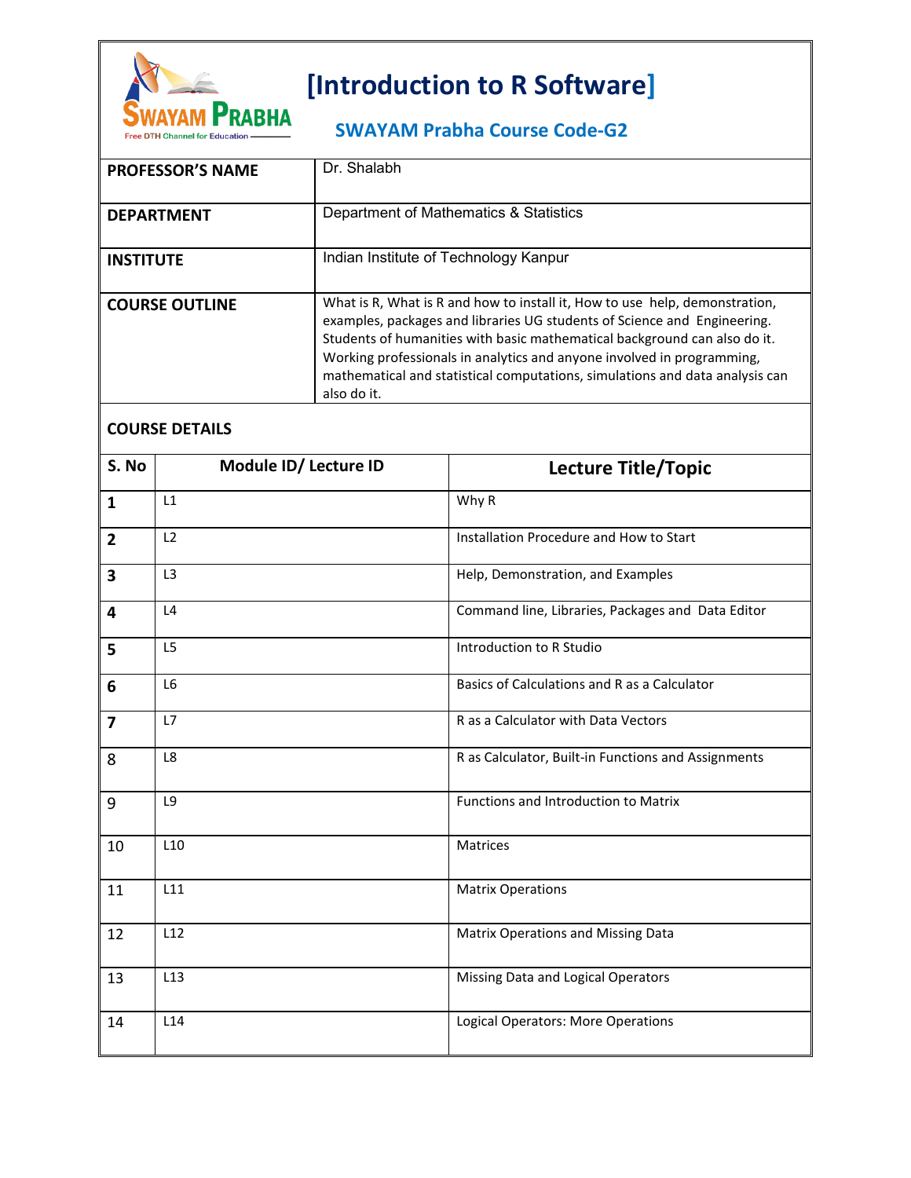# [Introduction to R Software]

## SWAYAM Prabha Course Code-G2

| | |
|---|---|
| **PROFESSOR'S NAME** | Dr. Shalabh |
| **DEPARTMENT** | Department of Mathematics & Statistics |
| **INSTITUTE** | Indian Institute of Technology Kanpur |
| **COURSE OUTLINE** | What is R, What is R and how to install it, How to use help, demonstration, examples, packages and libraries UG students of Science and Engineering. Students of humanities with basic mathematical background can also do it. Working professionals in analytics and anyone involved in programming, mathematical and statistical computations, simulations and data analysis can also do it. |

**COURSE DETAILS**

| S. No | Module ID/ Lecture ID | Lecture Title/Topic |
|---|---|---|
| **1** | L1 | Why R |
| **2** | L2 | Installation Procedure and How to Start |
| **3** | L3 | Help, Demonstration, and Examples |
| **4** | L4 | Command line, Libraries, Packages and Data Editor |
| **5** | L5 | Introduction to R Studio |
| **6** | L6 | Basics of Calculations and R as a Calculator |
| **7** | L7 | R as a Calculator with Data Vectors |
| 8 | L8 | R as Calculator, Built-in Functions and Assignments |
| 9 | L9 | Functions and Introduction to Matrix |
| 10 | L10 | Matrices |
| 11 | L11 | Matrix Operations |
| 12 | L12 | Matrix Operations and Missing Data |
| 13 | L13 | Missing Data and Logical Operators |
| 14 | L14 | Logical Operators: More Operations |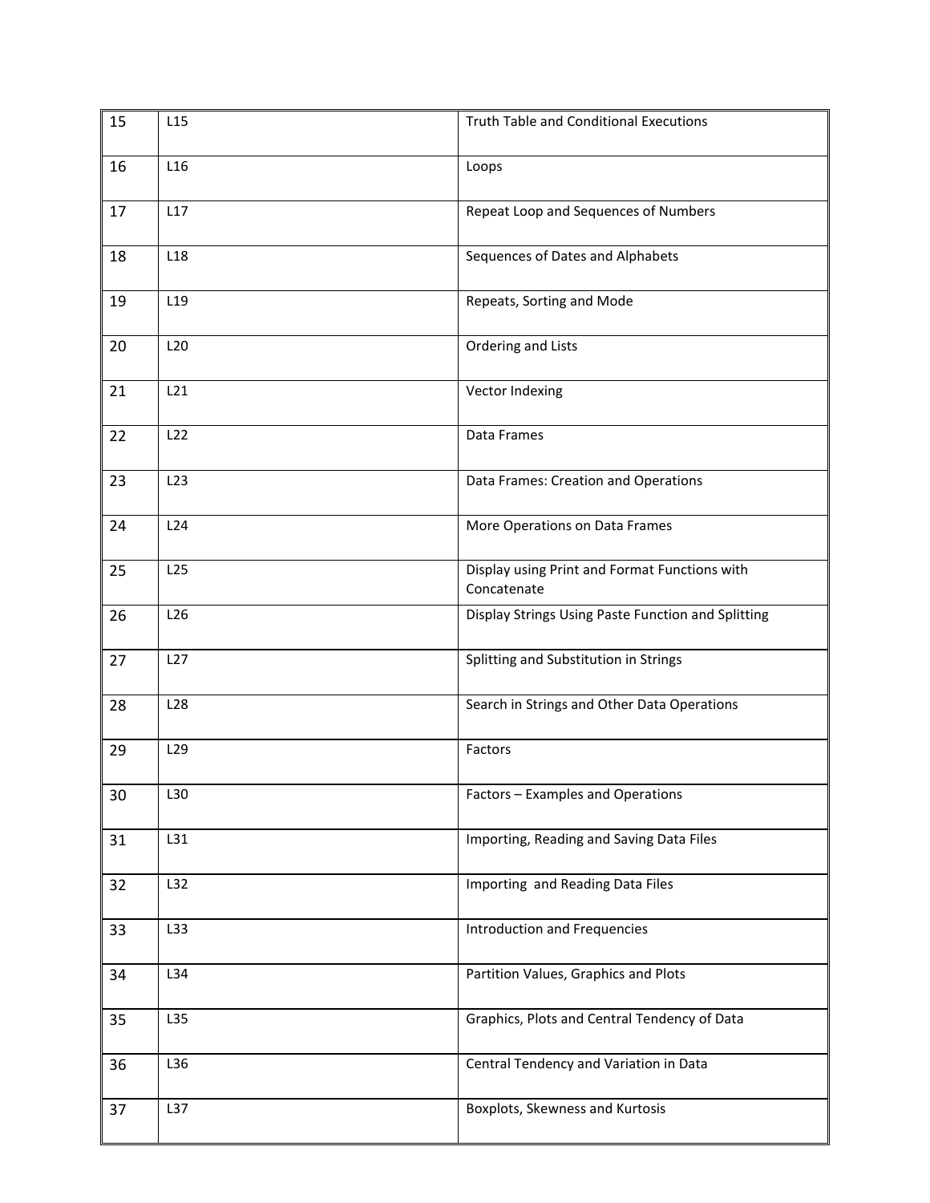| 15 | L15 | Truth Table and Conditional Executions |
|---|---|---|
| 16 | L16 | Loops |
| 17 | L17 | Repeat Loop and Sequences of Numbers |
| 18 | L18 | Sequences of Dates and Alphabets |
| 19 | L19 | Repeats, Sorting and Mode |
| 20 | L20 | Ordering and Lists |
| 21 | L21 | Vector Indexing |
| 22 | L22 | Data Frames |
| 23 | L23 | Data Frames: Creation and Operations |
| 24 | L24 | More Operations on Data Frames |
| 25 | L25 | Display using Print and Format Functions with Concatenate |
| 26 | L26 | Display Strings Using Paste Function and Splitting |
| 27 | L27 | Splitting and Substitution in Strings |
| 28 | L28 | Search in Strings and Other Data Operations |
| 29 | L29 | Factors |
| 30 | L30 | Factors – Examples and Operations |
| 31 | L31 | Importing, Reading and Saving Data Files |
| 32 | L32 | Importing and Reading Data Files |
| 33 | L33 | Introduction and Frequencies |
| 34 | L34 | Partition Values, Graphics and Plots |
| 35 | L35 | Graphics, Plots and Central Tendency of Data |
| 36 | L36 | Central Tendency and Variation in Data |
| 37 | L37 | Boxplots, Skewness and Kurtosis |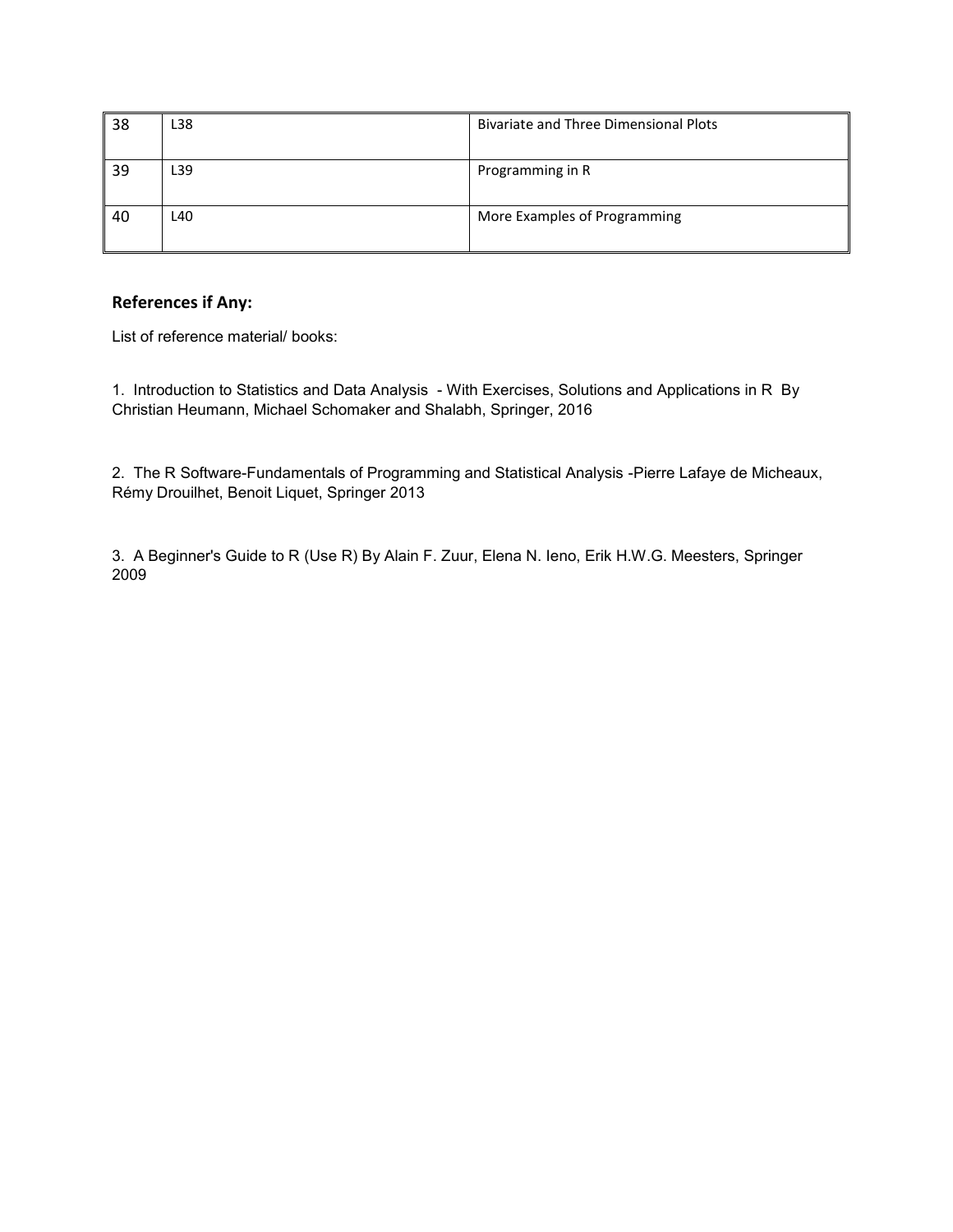| | | |
|---|---|---|
| 38 | L38 | Bivariate and Three Dimensional Plots |
| 39 | L39 | Programming in R |
| 40 | L40 | More Examples of Programming |

### References if Any:

List of reference material/ books:

1. Introduction to Statistics and Data Analysis - With Exercises, Solutions and Applications in R By Christian Heumann, Michael Schomaker and Shalabh, Springer, 2016

2. The R Software-Fundamentals of Programming and Statistical Analysis -Pierre Lafaye de Micheaux, Rémy Drouilhet, Benoit Liquet, Springer 2013

3. A Beginner's Guide to R (Use R) By Alain F. Zuur, Elena N. Ieno, Erik H.W.G. Meesters, Springer 2009